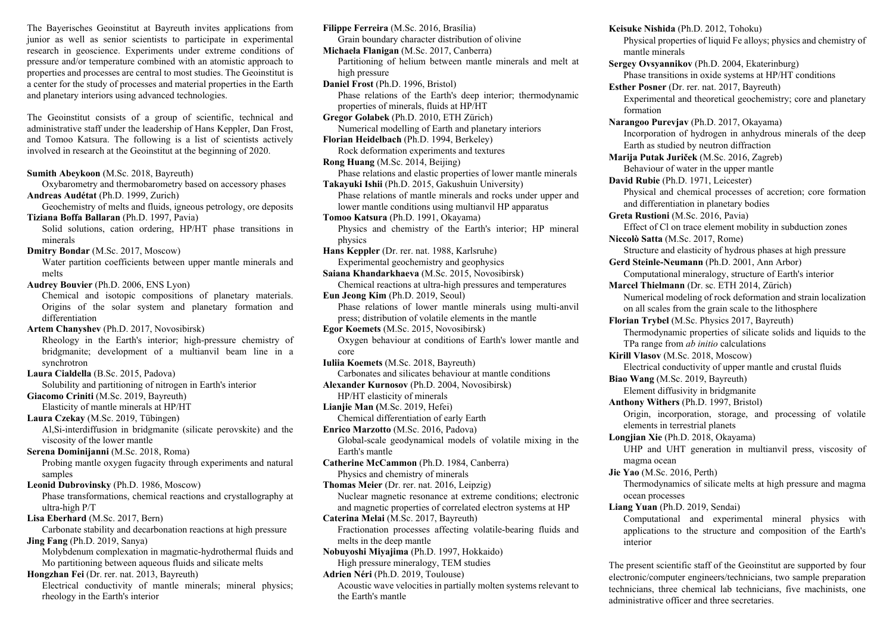The Bayerisches Geoinstitut at Bayreuth invites applications from junior as well as senior scientists to participate in experimental research in geoscience. Experiments under extreme conditions of pressure and/or temperature combined with an atomistic approach to properties and processes are central to most studies. The Geoinstitut is a center for the study of processes and material properties in the Earth and planetary interiors using advanced technologies.

The Geoinstitut consists of a group of scientific, technical and administrative staff under the leadership of Hans Keppler, Dan Frost, and Tomoo Katsura. The following is a list of scientists actively involved in research at the Geoinstitut at the beginning of 2020.

**Sumith Abeykoon** (M.Sc. 2018, Bayreuth)
Oxybarometry and thermobarometry based on accessory phases

**Andreas Audétat** (Ph.D. 1999, Zurich)
Geochemistry of melts and fluids, igneous petrology, ore deposits

**Tiziana Boffa Ballaran** (Ph.D. 1997, Pavia)
Solid solutions, cation ordering, HP/HT phase transitions in minerals

**Dmitry Bondar** (M.Sc. 2017, Moscow)
Water partition coefficients between upper mantle minerals and melts

**Audrey Bouvier** (Ph.D. 2006, ENS Lyon)
Chemical and isotopic compositions of planetary materials. Origins of the solar system and planetary formation and differentiation

**Artem Chanyshev** (Ph.D. 2017, Novosibirsk)
Rheology in the Earth's interior; high-pressure chemistry of bridgmanite; development of a multianvil beam line in a synchrotron

**Laura Cialdella** (B.Sc. 2015, Padova)
Solubility and partitioning of nitrogen in Earth's interior

**Giacomo Criniti** (M.Sc. 2019, Bayreuth)
Elasticity of mantle minerals at HP/HT

**Laura Czekay** (M.Sc. 2019, Tübingen)
Al,Si-interdiffusion in bridgmanite (silicate perovskite) and the viscosity of the lower mantle

**Serena Dominijanni** (M.Sc. 2018, Roma)
Probing mantle oxygen fugacity through experiments and natural samples

**Leonid Dubrovinsky** (Ph.D. 1986, Moscow)
Phase transformations, chemical reactions and crystallography at ultra-high P/T

**Lisa Eberhard** (M.Sc. 2017, Bern)
Carbonate stability and decarbonation reactions at high pressure

**Jing Fang** (Ph.D. 2019, Sanya)
Molybdenum complexation in magmatic-hydrothermal fluids and Mo partitioning between aqueous fluids and silicate melts

**Hongzhan Fei** (Dr. rer. nat. 2013, Bayreuth)
Electrical conductivity of mantle minerals; mineral physics; rheology in the Earth's interior

**Filippe Ferreira** (M.Sc. 2016, Brasília)
Grain boundary character distribution of olivine

**Michaela Flanigan** (M.Sc. 2017, Canberra)
Partitioning of helium between mantle minerals and melt at high pressure

**Daniel Frost** (Ph.D. 1996, Bristol)
Phase relations of the Earth's deep interior; thermodynamic properties of minerals, fluids at HP/HT

**Gregor Golabek** (Ph.D. 2010, ETH Zürich)
Numerical modelling of Earth and planetary interiors

**Florian Heidelbach** (Ph.D. 1994, Berkeley)
Rock deformation experiments and textures

**Rong Huang** (M.Sc. 2014, Beijing)
Phase relations and elastic properties of lower mantle minerals

**Takayuki Ishii** (Ph.D. 2015, Gakushuin University)
Phase relations of mantle minerals and rocks under upper and lower mantle conditions using multianvil HP apparatus

**Tomoo Katsura** (Ph.D. 1991, Okayama)
Physics and chemistry of the Earth's interior; HP mineral physics

**Hans Keppler** (Dr. rer. nat. 1988, Karlsruhe)
Experimental geochemistry and geophysics

**Saiana Khandarkhaeva** (M.Sc. 2015, Novosibirsk)
Chemical reactions at ultra-high pressures and temperatures

**Eun Jeong Kim** (Ph.D. 2019, Seoul)
Phase relations of lower mantle minerals using multi-anvil press; distribution of volatile elements in the mantle

**Egor Koemets** (M.Sc. 2015, Novosibirsk)
Oxygen behaviour at conditions of Earth's lower mantle and core

**Iuliia Koemets** (M.Sc. 2018, Bayreuth)
Carbonates and silicates behaviour at mantle conditions

**Alexander Kurnosov** (Ph.D. 2004, Novosibirsk)
HP/HT elasticity of minerals

**Lianjie Man** (M.Sc. 2019, Hefei)
Chemical differentiation of early Earth

**Enrico Marzotto** (M.Sc. 2016, Padova)
Global-scale geodynamical models of volatile mixing in the Earth's mantle

**Catherine McCammon** (Ph.D. 1984, Canberra)
Physics and chemistry of minerals

**Thomas Meier** (Dr. rer. nat. 2016, Leipzig)
Nuclear magnetic resonance at extreme conditions; electronic and magnetic properties of correlated electron systems at HP

**Caterina Melai** (M.Sc. 2017, Bayreuth)
Fractionation processes affecting volatile-bearing fluids and melts in the deep mantle

**Nobuyoshi Miyajima** (Ph.D. 1997, Hokkaido)
High pressure mineralogy, TEM studies

**Adrien Néri** (Ph.D. 2019, Toulouse)
Acoustic wave velocities in partially molten systems relevant to the Earth's mantle

**Keisuke Nishida** (Ph.D. 2012, Tohoku)
Physical properties of liquid Fe alloys; physics and chemistry of mantle minerals

**Sergey Ovsyannikov** (Ph.D. 2004, Ekaterinburg)
Phase transitions in oxide systems at HP/HT conditions

**Esther Posner** (Dr. rer. nat. 2017, Bayreuth)
Experimental and theoretical geochemistry; core and planetary formation

**Narangoo Purevjav** (Ph.D. 2017, Okayama)
Incorporation of hydrogen in anhydrous minerals of the deep Earth as studied by neutron diffraction

**Marija Putak Juriček** (M.Sc. 2016, Zagreb)
Behaviour of water in the upper mantle

**David Rubie** (Ph.D. 1971, Leicester)
Physical and chemical processes of accretion; core formation and differentiation in planetary bodies

**Greta Rustioni** (M.Sc. 2016, Pavia)
Effect of Cl on trace element mobility in subduction zones

**Niccolò Satta** (M.Sc. 2017, Rome)
Structure and elasticity of hydrous phases at high pressure

**Gerd Steinle-Neumann** (Ph.D. 2001, Ann Arbor)
Computational mineralogy, structure of Earth's interior

**Marcel Thielmann** (Dr. sc. ETH 2014, Zürich)
Numerical modeling of rock deformation and strain localization on all scales from the grain scale to the lithosphere

**Florian Trybel** (M.Sc. Physics 2017, Bayreuth)
Thermodynamic properties of silicate solids and liquids to the TPa range from *ab initio* calculations

**Kirill Vlasov** (M.Sc. 2018, Moscow)
Electrical conductivity of upper mantle and crustal fluids

**Biao Wang** (M.Sc. 2019, Bayreuth)
Element diffusivity in bridgmanite

**Anthony Withers** (Ph.D. 1997, Bristol)
Origin, incorporation, storage, and processing of volatile elements in terrestrial planets

**Longjian Xie** (Ph.D. 2018, Okayama)
UHP and UHT generation in multianvil press, viscosity of magma ocean

**Jie Yao** (M.Sc. 2016, Perth)
Thermodynamics of silicate melts at high pressure and magma ocean processes

**Liang Yuan** (Ph.D. 2019, Sendai)
Computational and experimental mineral physics with applications to the structure and composition of the Earth's interior

The present scientific staff of the Geoinstitut are supported by four electronic/computer engineers/technicians, two sample preparation technicians, three chemical lab technicians, five machinists, one administrative officer and three secretaries.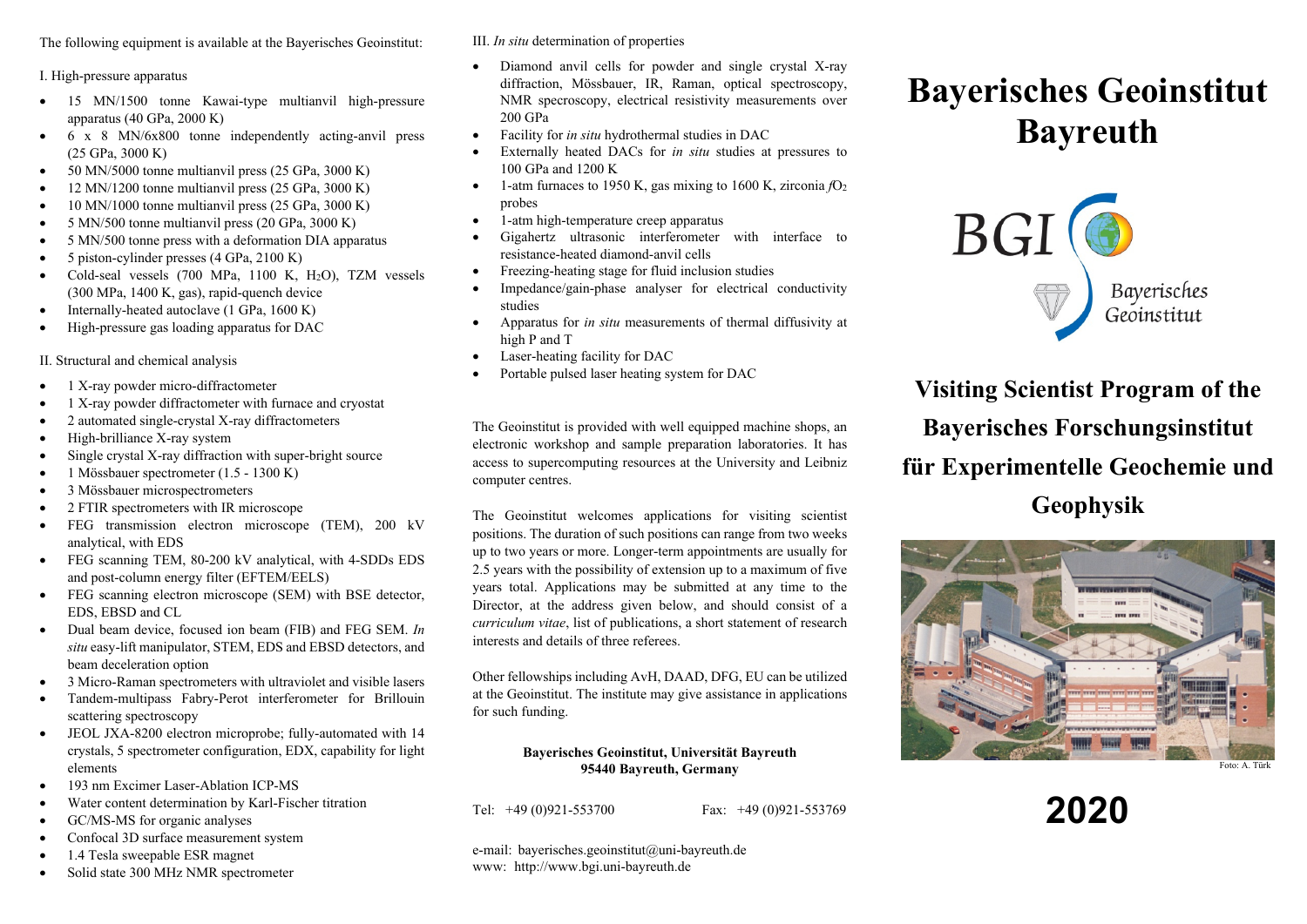The following equipment is available at the Bayerisches Geoinstitut:

I. High-pressure apparatus

- 15 MN/1500 tonne Kawai-type multianvil high-pressure apparatus (40 GPa, 2000 K)
- 6 x 8 MN/6x800 tonne independently acting-anvil press (25 GPa, 3000 K)
- 50 MN/5000 tonne multianvil press (25 GPa, 3000 K)
- 12 MN/1200 tonne multianvil press (25 GPa, 3000 K)
- 10 MN/1000 tonne multianvil press (25 GPa, 3000 K)
- 5 MN/500 tonne multianvil press (20 GPa, 3000 K)
- 5 MN/500 tonne press with a deformation DIA apparatus
- 5 piston-cylinder presses (4 GPa, 2100 K)
- Cold-seal vessels (700 MPa, 1100 K, $H_2O$), TZM vessels (300 MPa, 1400 K, gas), rapid-quench device
- Internally-heated autoclave (1 GPa, 1600 K)
- High-pressure gas loading apparatus for DAC

II. Structural and chemical analysis

- 1 X-ray powder micro-diffractometer
- 1 X-ray powder diffractometer with furnace and cryostat
- 2 automated single-crystal X-ray diffractometers
- High-brilliance X-ray system
- Single crystal X-ray diffraction with super-bright source
- 1 Mössbauer spectrometer (1.5 - 1300 K)
- 3 Mössbauer microspectrometers
- 2 FTIR spectrometers with IR microscope
- FEG transmission electron microscope (TEM), 200 kV analytical, with EDS
- FEG scanning TEM, 80-200 kV analytical, with 4-SDDs EDS and post-column energy filter (EFTEM/EELS)
- FEG scanning electron microscope (SEM) with BSE detector, EDS, EBSD and CL
- Dual beam device, focused ion beam (FIB) and FEG SEM. *In situ* easy-lift manipulator, STEM, EDS and EBSD detectors, and beam deceleration option
- 3 Micro-Raman spectrometers with ultraviolet and visible lasers
- Tandem-multipass Fabry-Perot interferometer for Brillouin scattering spectroscopy
- JEOL JXA-8200 electron microprobe; fully-automated with 14 crystals, 5 spectrometer configuration, EDX, capability for light elements
- 193 nm Excimer Laser-Ablation ICP-MS
- Water content determination by Karl-Fischer titration
- GC/MS-MS for organic analyses
- Confocal 3D surface measurement system
- 1.4 Tesla sweepable ESR magnet
- Solid state 300 MHz NMR spectrometer

III. *In situ* determination of properties

- Diamond anvil cells for powder and single crystal X-ray diffraction, Mössbauer, IR, Raman, optical spectroscopy, NMR specroscopy, electrical resistivity measurements over 200 GPa
- Facility for *in situ* hydrothermal studies in DAC
- Externally heated DACs for *in situ* studies at pressures to 100 GPa and 1200 K
- 1-atm furnaces to 1950 K, gas mixing to 1600 K, zirconia $fO_2$ probes
- 1-atm high-temperature creep apparatus
- Gigahertz ultrasonic interferometer with interface to resistance-heated diamond-anvil cells
- Freezing-heating stage for fluid inclusion studies
- Impedance/gain-phase analyser for electrical conductivity studies
- Apparatus for *in situ* measurements of thermal diffusivity at high P and T
- Laser-heating facility for DAC
- Portable pulsed laser heating system for DAC

The Geoinstitut is provided with well equipped machine shops, an electronic workshop and sample preparation laboratories. It has access to supercomputing resources at the University and Leibniz computer centres.

The Geoinstitut welcomes applications for visiting scientist positions. The duration of such positions can range from two weeks up to two years or more. Longer-term appointments are usually for 2.5 years with the possibility of extension up to a maximum of five years total. Applications may be submitted at any time to the Director, at the address given below, and should consist of a *curriculum vitae*, list of publications, a short statement of research interests and details of three referees.

Other fellowships including AvH, DAAD, DFG, EU can be utilized at the Geoinstitut. The institute may give assistance in applications for such funding.

**Bayerisches Geoinstitut, Universität Bayreuth**
**95440 Bayreuth, Germany**

Tel: +49 (0)921-553700 Fax: +49 (0)921-553769

e-mail: bayerisches.geoinstitut@uni-bayreuth.de
www: http://www.bgi.uni-bayreuth.de

# Bayerisches Geoinstitut Bayreuth

BGI Bayerisches Geoinstitut

## Visiting Scientist Program of the Bayerisches Forschungsinstitut für Experimentelle Geochemie und Geophysik

Foto: A. Türk

# 2020